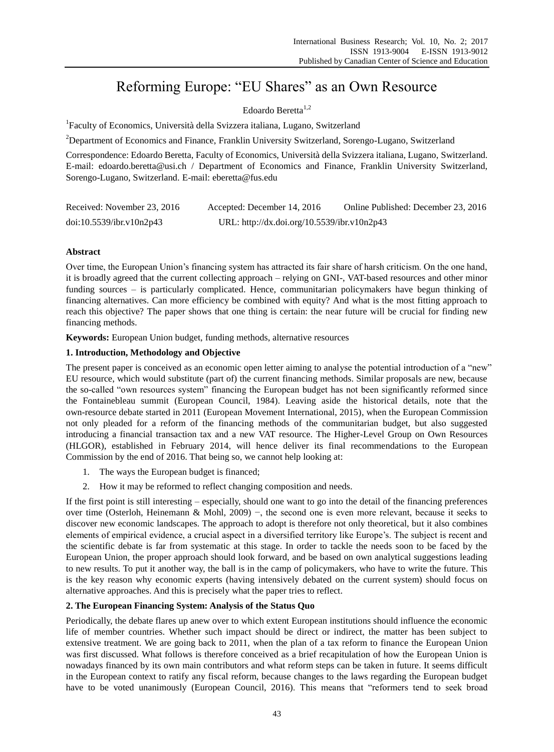# Reforming Europe: "EU Shares" as an Own Resource

Edoardo Beretta[1,2]

[1]Faculty of Economics, Università della Svizzera italiana, Lugano, Switzerland

[2]Department of Economics and Finance, Franklin University Switzerland, Sorengo-Lugano, Switzerland

Correspondence: Edoardo Beretta, Faculty of Economics, Università della Svizzera italiana, Lugano, Switzerland. E-mail: edoardo.beretta@usi.ch / Department of Economics and Finance, Franklin University Switzerland, Sorengo-Lugano, Switzerland. E-mail: eberetta@fus.edu

Received: November 23, 2016    Accepted: December 14, 2016    Online Published: December 23, 2016

doi:10.5539/ibr.v10n2p43    URL: http://dx.doi.org/10.5539/ibr.v10n2p43

## Abstract

Over time, the European Union's financing system has attracted its fair share of harsh criticism. On the one hand, it is broadly agreed that the current collecting approach – relying on GNI-, VAT-based resources and other minor funding sources – is particularly complicated. Hence, communitarian policymakers have begun thinking of financing alternatives. Can more efficiency be combined with equity? And what is the most fitting approach to reach this objective? The paper shows that one thing is certain: the near future will be crucial for finding new financing methods.

**Keywords:** European Union budget, funding methods, alternative resources

## 1. Introduction, Methodology and Objective

The present paper is conceived as an economic open letter aiming to analyse the potential introduction of a "new" EU resource, which would substitute (part of) the current financing methods. Similar proposals are new, because the so-called "own resources system" financing the European budget has not been significantly reformed since the Fontainebleau summit (European Council, 1984). Leaving aside the historical details, note that the own-resource debate started in 2011 (European Movement International, 2015), when the European Commission not only pleaded for a reform of the financing methods of the communitarian budget, but also suggested introducing a financial transaction tax and a new VAT resource. The Higher-Level Group on Own Resources (HLGOR), established in February 2014, will hence deliver its final recommendations to the European Commission by the end of 2016. That being so, we cannot help looking at:

1. The ways the European budget is financed;
2. How it may be reformed to reflect changing composition and needs.

If the first point is still interesting – especially, should one want to go into the detail of the financing preferences over time (Osterloh, Heinemann & Mohl, 2009) −, the second one is even more relevant, because it seeks to discover new economic landscapes. The approach to adopt is therefore not only theoretical, but it also combines elements of empirical evidence, a crucial aspect in a diversified territory like Europe's. The subject is recent and the scientific debate is far from systematic at this stage. In order to tackle the needs soon to be faced by the European Union, the proper approach should look forward, and be based on own analytical suggestions leading to new results. To put it another way, the ball is in the camp of policymakers, who have to write the future. This is the key reason why economic experts (having intensively debated on the current system) should focus on alternative approaches. And this is precisely what the paper tries to reflect.

## 2. The European Financing System: Analysis of the Status Quo

Periodically, the debate flares up anew over to which extent European institutions should influence the economic life of member countries. Whether such impact should be direct or indirect, the matter has been subject to extensive treatment. We are going back to 2011, when the plan of a tax reform to finance the European Union was first discussed. What follows is therefore conceived as a brief recapitulation of how the European Union is nowadays financed by its own main contributors and what reform steps can be taken in future. It seems difficult in the European context to ratify any fiscal reform, because changes to the laws regarding the European budget have to be voted unanimously (European Council, 2016). This means that "reformers tend to seek broad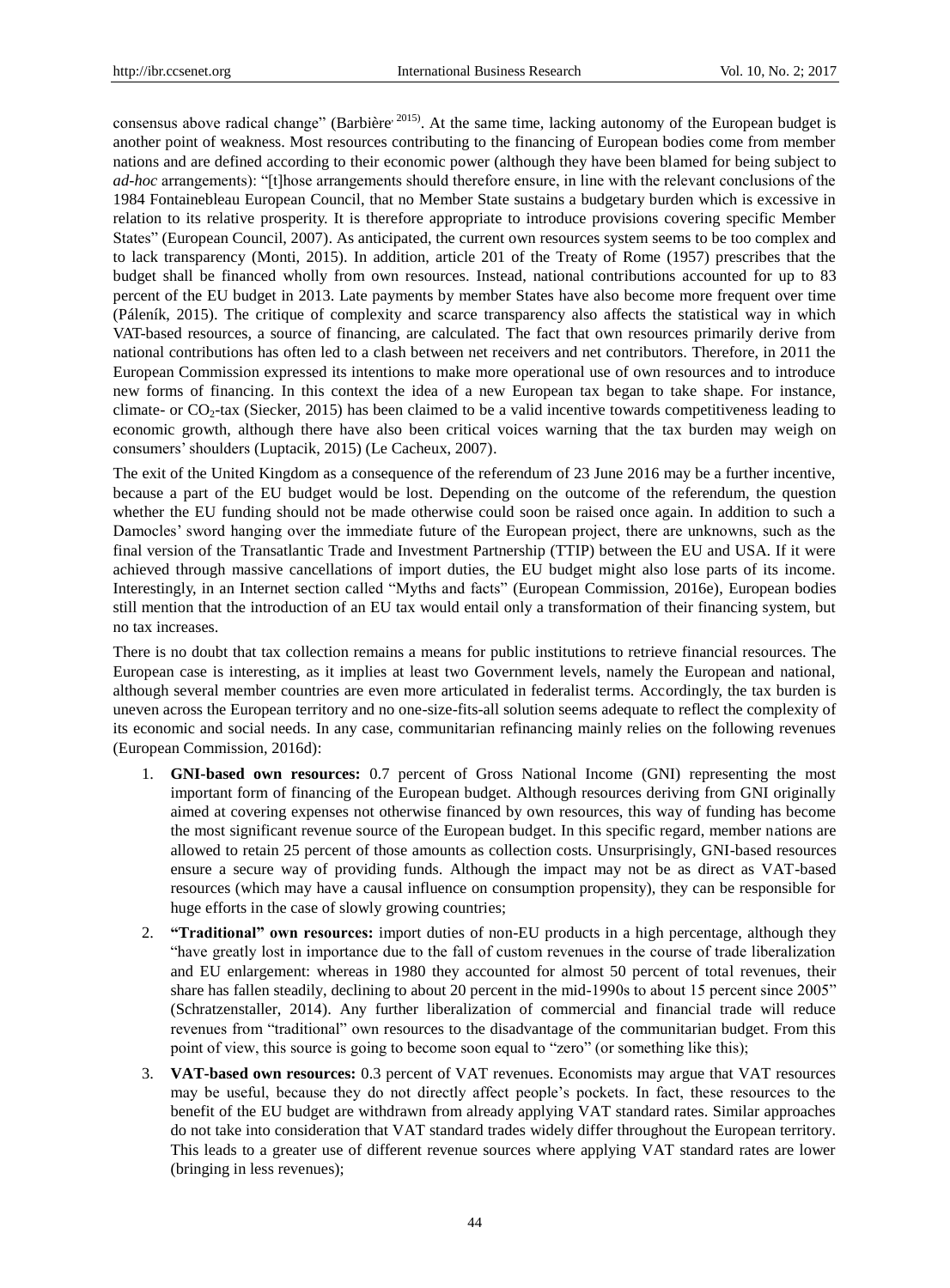consensus above radical change" (Barbière, 2015). At the same time, lacking autonomy of the European budget is another point of weakness. Most resources contributing to the financing of European bodies come from member nations and are defined according to their economic power (although they have been blamed for being subject to *ad-hoc* arrangements): "[t]hose arrangements should therefore ensure, in line with the relevant conclusions of the 1984 Fontainebleau European Council, that no Member State sustains a budgetary burden which is excessive in relation to its relative prosperity. It is therefore appropriate to introduce provisions covering specific Member States" (European Council, 2007). As anticipated, the current own resources system seems to be too complex and to lack transparency (Monti, 2015). In addition, article 201 of the Treaty of Rome (1957) prescribes that the budget shall be financed wholly from own resources. Instead, national contributions accounted for up to 83 percent of the EU budget in 2013. Late payments by member States have also become more frequent over time (Páleník, 2015). The critique of complexity and scarce transparency also affects the statistical way in which VAT-based resources, a source of financing, are calculated. The fact that own resources primarily derive from national contributions has often led to a clash between net receivers and net contributors. Therefore, in 2011 the European Commission expressed its intentions to make more operational use of own resources and to introduce new forms of financing. In this context the idea of a new European tax began to take shape. For instance, climate- or $CO_2$-tax (Siecker, 2015) has been claimed to be a valid incentive towards competitiveness leading to economic growth, although there have also been critical voices warning that the tax burden may weigh on consumers' shoulders (Luptacik, 2015) (Le Cacheux, 2007).

The exit of the United Kingdom as a consequence of the referendum of 23 June 2016 may be a further incentive, because a part of the EU budget would be lost. Depending on the outcome of the referendum, the question whether the EU funding should not be made otherwise could soon be raised once again. In addition to such a Damocles' sword hanging over the immediate future of the European project, there are unknowns, such as the final version of the Transatlantic Trade and Investment Partnership (TTIP) between the EU and USA. If it were achieved through massive cancellations of import duties, the EU budget might also lose parts of its income. Interestingly, in an Internet section called "Myths and facts" (European Commission, 2016e), European bodies still mention that the introduction of an EU tax would entail only a transformation of their financing system, but no tax increases.

There is no doubt that tax collection remains a means for public institutions to retrieve financial resources. The European case is interesting, as it implies at least two Government levels, namely the European and national, although several member countries are even more articulated in federalist terms. Accordingly, the tax burden is uneven across the European territory and no one-size-fits-all solution seems adequate to reflect the complexity of its economic and social needs. In any case, communitarian refinancing mainly relies on the following revenues (European Commission, 2016d):

1. **GNI-based own resources:** 0.7 percent of Gross National Income (GNI) representing the most important form of financing of the European budget. Although resources deriving from GNI originally aimed at covering expenses not otherwise financed by own resources, this way of funding has become the most significant revenue source of the European budget. In this specific regard, member nations are allowed to retain 25 percent of those amounts as collection costs. Unsurprisingly, GNI-based resources ensure a secure way of providing funds. Although the impact may not be as direct as VAT-based resources (which may have a causal influence on consumption propensity), they can be responsible for huge efforts in the case of slowly growing countries;
2. **"Traditional" own resources:** import duties of non-EU products in a high percentage, although they "have greatly lost in importance due to the fall of custom revenues in the course of trade liberalization and EU enlargement: whereas in 1980 they accounted for almost 50 percent of total revenues, their share has fallen steadily, declining to about 20 percent in the mid-1990s to about 15 percent since 2005" (Schratzenstaller, 2014). Any further liberalization of commercial and financial trade will reduce revenues from "traditional" own resources to the disadvantage of the communitarian budget. From this point of view, this source is going to become soon equal to "zero" (or something like this);
3. **VAT-based own resources:** 0.3 percent of VAT revenues. Economists may argue that VAT resources may be useful, because they do not directly affect people's pockets. In fact, these resources to the benefit of the EU budget are withdrawn from already applying VAT standard rates. Similar approaches do not take into consideration that VAT standard trades widely differ throughout the European territory. This leads to a greater use of different revenue sources where applying VAT standard rates are lower (bringing in less revenues);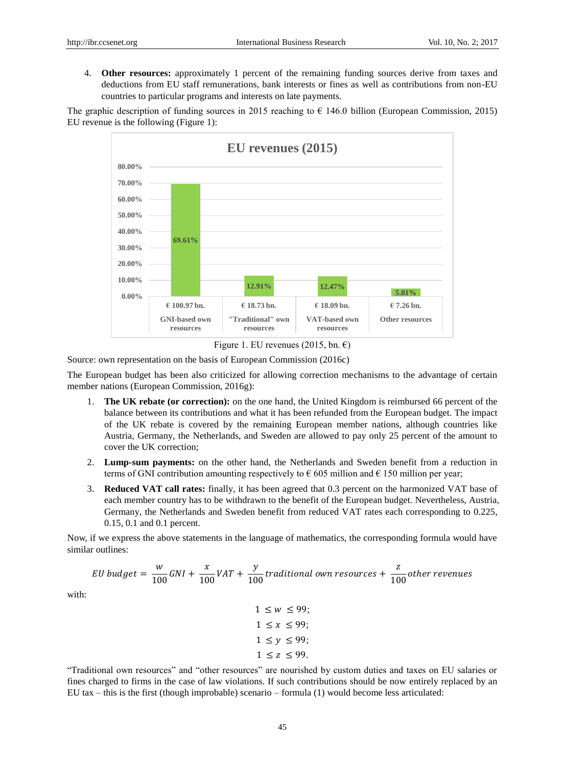4. **Other resources:** approximately 1 percent of the remaining funding sources derive from taxes and deductions from EU staff remunerations, bank interests or fines as well as contributions from non-EU countries to particular programs and interests on late payments.

The graphic description of funding sources in 2015 reaching to € 146.0 billion (European Commission, 2015) EU revenue is the following (Figure 1):

**EU revenues (2015)**

| | GNI-based own resources | "Traditional" own resources | VAT-based own resources | Other resources |
|---|---|---|---|---|
| Amount | € 100.97 bn. | € 18.73 bn. | € 18.09 bn. | € 7.26 bn. |
| Share | 69.61% | 12.91% | 12.47% | 5.01% |

Figure 1. EU revenues (2015, bn. €)

Source: own representation on the basis of European Commission (2016c)

The European budget has been also criticized for allowing correction mechanisms to the advantage of certain member nations (European Commission, 2016g):

1. **The UK rebate (or correction):** on the one hand, the United Kingdom is reimbursed 66 percent of the balance between its contributions and what it has been refunded from the European budget. The impact of the UK rebate is covered by the remaining European member nations, although countries like Austria, Germany, the Netherlands, and Sweden are allowed to pay only 25 percent of the amount to cover the UK correction;
2. **Lump-sum payments:** on the other hand, the Netherlands and Sweden benefit from a reduction in terms of GNI contribution amounting respectively to € 605 million and € 150 million per year;
3. **Reduced VAT call rates:** finally, it has been agreed that 0.3 percent on the harmonized VAT base of each member country has to be withdrawn to the benefit of the European budget. Nevertheless, Austria, Germany, the Netherlands and Sweden benefit from reduced VAT rates each corresponding to 0.225, 0.15, 0.1 and 0.1 percent.

Now, if we express the above statements in the language of mathematics, the corresponding formula would have similar outlines:

$$EU\ budget = \frac{w}{100}GNI + \frac{x}{100}VAT + \frac{y}{100}traditional\ own\ resources + \frac{z}{100}other\ revenues$$

with:

$$1 \le w \le 99;$$
$$1 \le x \le 99;$$
$$1 \le y \le 99;$$
$$1 \le z \le 99.$$

"Traditional own resources" and "other resources" are nourished by custom duties and taxes on EU salaries or fines charged to firms in the case of law violations. If such contributions should be now entirely replaced by an EU tax – this is the first (though improbable) scenario – formula (1) would become less articulated: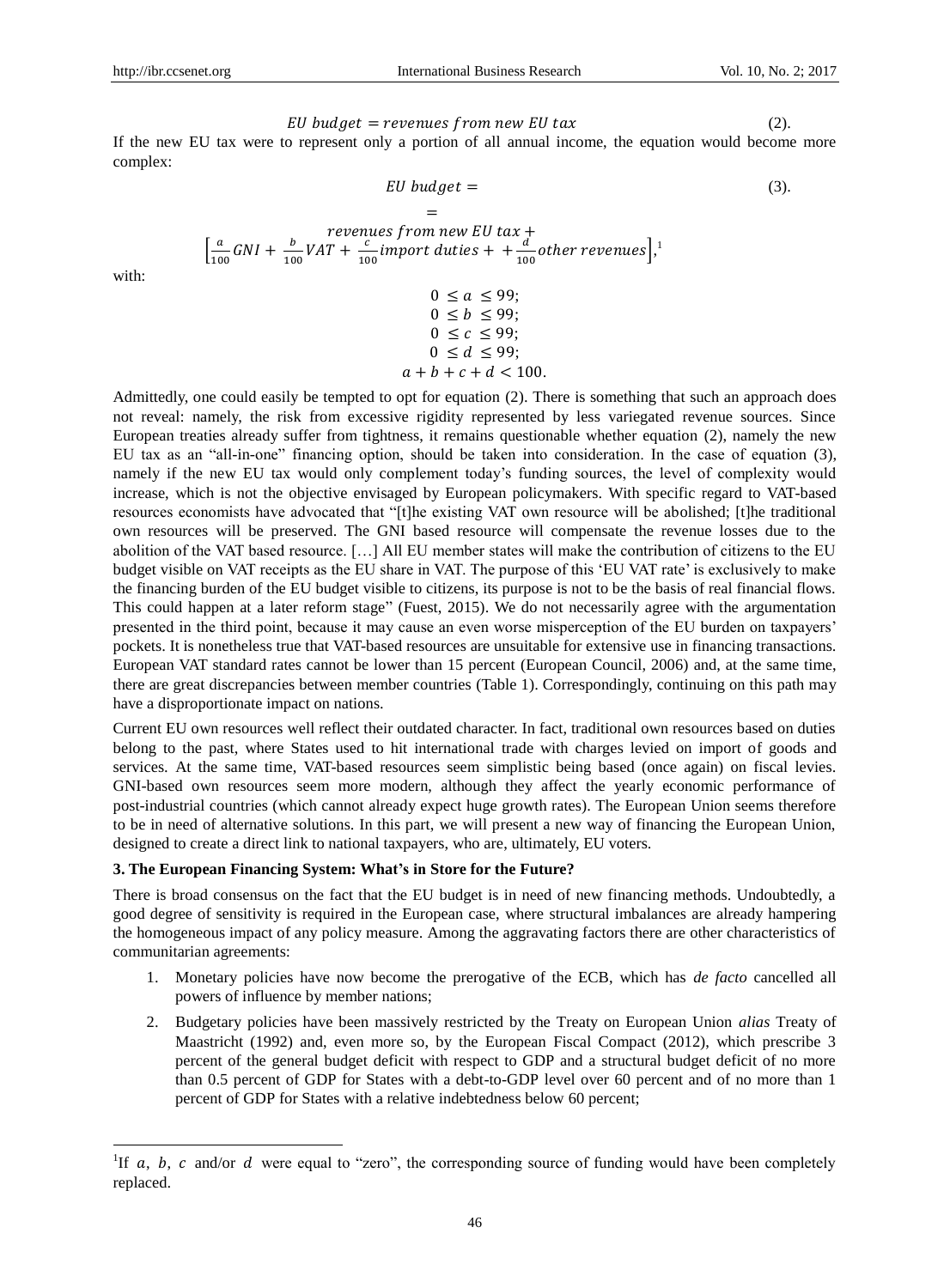$$EU\ budget = revenues\ from\ new\ EU\ tax \quad (2).$$

If the new EU tax were to represent only a portion of all annual income, the equation would become more complex:

$$EU\ budget = \quad (3).$$

$$= revenues\ from\ new\ EU\ tax + \left[\frac{a}{100}GNI + \frac{b}{100}VAT + \frac{c}{100}import\ duties + +\frac{d}{100}other\ revenues\right],$$ [1]

with:

$$0 \leq a \leq 99;$$
$$0 \leq b \leq 99;$$
$$0 \leq c \leq 99;$$
$$0 \leq d \leq 99;$$
$$a + b + c + d < 100.$$

Admittedly, one could easily be tempted to opt for equation (2). There is something that such an approach does not reveal: namely, the risk from excessive rigidity represented by less variegated revenue sources. Since European treaties already suffer from tightness, it remains questionable whether equation (2), namely the new EU tax as an "all-in-one" financing option, should be taken into consideration. In the case of equation (3), namely if the new EU tax would only complement today's funding sources, the level of complexity would increase, which is not the objective envisaged by European policymakers. With specific regard to VAT-based resources economists have advocated that "[t]he existing VAT own resource will be abolished; [t]he traditional own resources will be preserved. The GNI based resource will compensate the revenue losses due to the abolition of the VAT based resource. […] All EU member states will make the contribution of citizens to the EU budget visible on VAT receipts as the EU share in VAT. The purpose of this 'EU VAT rate' is exclusively to make the financing burden of the EU budget visible to citizens, its purpose is not to be the basis of real financial flows. This could happen at a later reform stage" (Fuest, 2015). We do not necessarily agree with the argumentation presented in the third point, because it may cause an even worse misperception of the EU burden on taxpayers' pockets. It is nonetheless true that VAT-based resources are unsuitable for extensive use in financing transactions. European VAT standard rates cannot be lower than 15 percent (European Council, 2006) and, at the same time, there are great discrepancies between member countries (Table 1). Correspondingly, continuing on this path may have a disproportionate impact on nations.

Current EU own resources well reflect their outdated character. In fact, traditional own resources based on duties belong to the past, where States used to hit international trade with charges levied on import of goods and services. At the same time, VAT-based resources seem simplistic being based (once again) on fiscal levies. GNI-based own resources seem more modern, although they affect the yearly economic performance of post-industrial countries (which cannot already expect huge growth rates). The European Union seems therefore to be in need of alternative solutions. In this part, we will present a new way of financing the European Union, designed to create a direct link to national taxpayers, who are, ultimately, EU voters.

### 3. The European Financing System: What's in Store for the Future?

There is broad consensus on the fact that the EU budget is in need of new financing methods. Undoubtedly, a good degree of sensitivity is required in the European case, where structural imbalances are already hampering the homogeneous impact of any policy measure. Among the aggravating factors there are other characteristics of communitarian agreements:

1. Monetary policies have now become the prerogative of the ECB, which has *de facto* cancelled all powers of influence by member nations;
2. Budgetary policies have been massively restricted by the Treaty on European Union *alias* Treaty of Maastricht (1992) and, even more so, by the European Fiscal Compact (2012), which prescribe 3 percent of the general budget deficit with respect to GDP and a structural budget deficit of no more than 0.5 percent of GDP for States with a debt-to-GDP level over 60 percent and of no more than 1 percent of GDP for States with a relative indebtedness below 60 percent;

---

[1] If $a$, $b$, $c$ and/or $d$ were equal to "zero", the corresponding source of funding would have been completely replaced.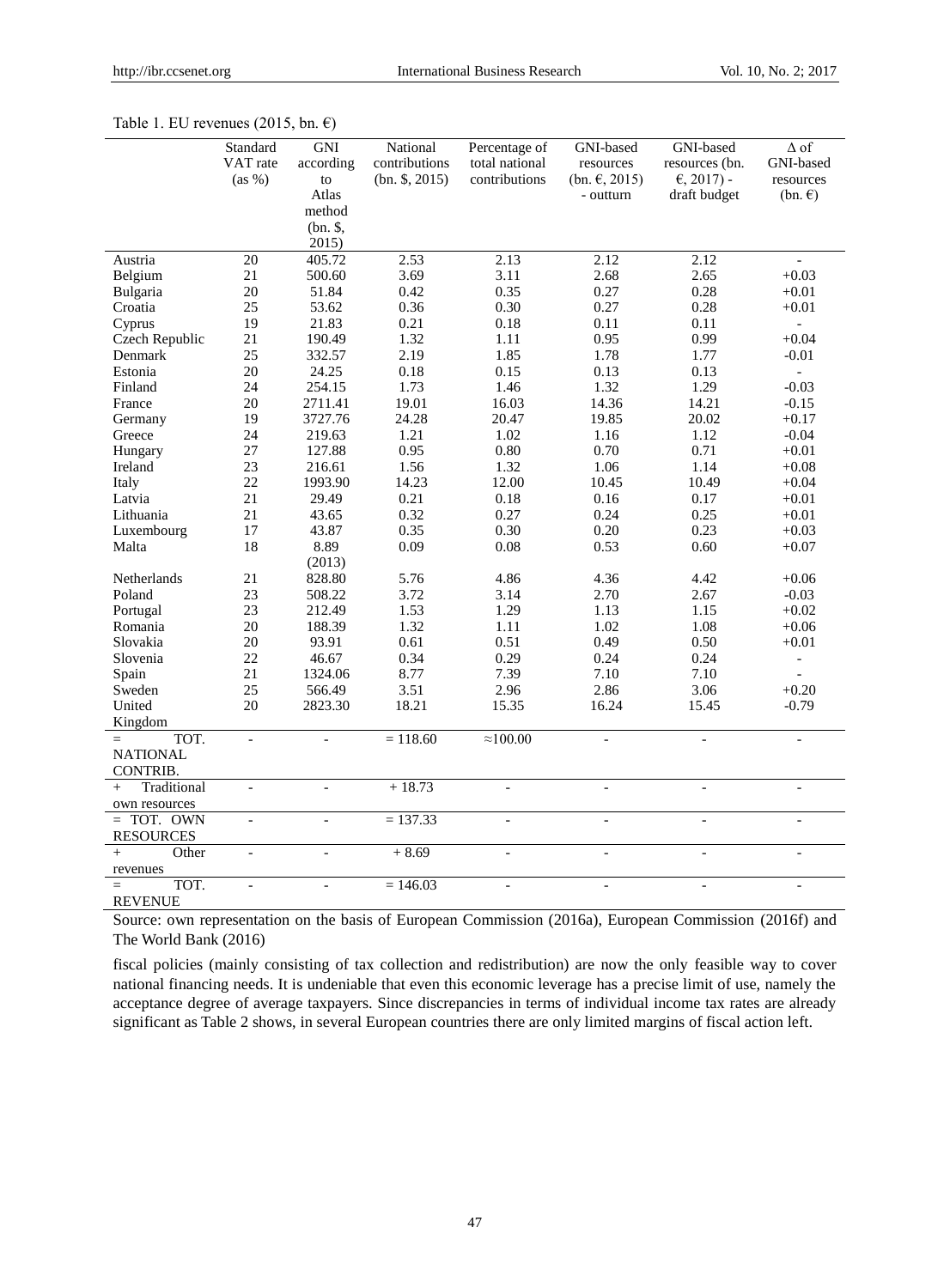Table 1. EU revenues (2015, bn. €)

| | Standard VAT rate (as %) | GNI according to Atlas method (bn. $, 2015) | National contributions (bn. $, 2015) | Percentage of total national contributions | GNI-based resources (bn. €, 2015) - outturn | GNI-based resources (bn. €, 2017) - draft budget | Δ of GNI-based resources (bn. €) |
|---|---|---|---|---|---|---|---|
| Austria | 20 | 405.72 | 2.53 | 2.13 | 2.12 | 2.12 | - |
| Belgium | 21 | 500.60 | 3.69 | 3.11 | 2.68 | 2.65 | +0.03 |
| Bulgaria | 20 | 51.84 | 0.42 | 0.35 | 0.27 | 0.28 | +0.01 |
| Croatia | 25 | 53.62 | 0.36 | 0.30 | 0.27 | 0.28 | +0.01 |
| Cyprus | 19 | 21.83 | 0.21 | 0.18 | 0.11 | 0.11 | - |
| Czech Republic | 21 | 190.49 | 1.32 | 1.11 | 0.95 | 0.99 | +0.04 |
| Denmark | 25 | 332.57 | 2.19 | 1.85 | 1.78 | 1.77 | -0.01 |
| Estonia | 20 | 24.25 | 0.18 | 0.15 | 0.13 | 0.13 | - |
| Finland | 24 | 254.15 | 1.73 | 1.46 | 1.32 | 1.29 | -0.03 |
| France | 20 | 2711.41 | 19.01 | 16.03 | 14.36 | 14.21 | -0.15 |
| Germany | 19 | 3727.76 | 24.28 | 20.47 | 19.85 | 20.02 | +0.17 |
| Greece | 24 | 219.63 | 1.21 | 1.02 | 1.16 | 1.12 | -0.04 |
| Hungary | 27 | 127.88 | 0.95 | 0.80 | 0.70 | 0.71 | +0.01 |
| Ireland | 23 | 216.61 | 1.56 | 1.32 | 1.06 | 1.14 | +0.08 |
| Italy | 22 | 1993.90 | 14.23 | 12.00 | 10.45 | 10.49 | +0.04 |
| Latvia | 21 | 29.49 | 0.21 | 0.18 | 0.16 | 0.17 | +0.01 |
| Lithuania | 21 | 43.65 | 0.32 | 0.27 | 0.24 | 0.25 | +0.01 |
| Luxembourg | 17 | 43.87 | 0.35 | 0.30 | 0.20 | 0.23 | +0.03 |
| Malta | 18 | 8.89 (2013) | 0.09 | 0.08 | 0.53 | 0.60 | +0.07 |
| Netherlands | 21 | 828.80 | 5.76 | 4.86 | 4.36 | 4.42 | +0.06 |
| Poland | 23 | 508.22 | 3.72 | 3.14 | 2.70 | 2.67 | -0.03 |
| Portugal | 23 | 212.49 | 1.53 | 1.29 | 1.13 | 1.15 | +0.02 |
| Romania | 20 | 188.39 | 1.32 | 1.11 | 1.02 | 1.08 | +0.06 |
| Slovakia | 20 | 93.91 | 0.61 | 0.51 | 0.49 | 0.50 | +0.01 |
| Slovenia | 22 | 46.67 | 0.34 | 0.29 | 0.24 | 0.24 | - |
| Spain | 21 | 1324.06 | 8.77 | 7.39 | 7.10 | 7.10 | - |
| Sweden | 25 | 566.49 | 3.51 | 2.96 | 2.86 | 3.06 | +0.20 |
| United Kingdom | 20 | 2823.30 | 18.21 | 15.35 | 16.24 | 15.45 | -0.79 |
| = TOT. NATIONAL CONTRIB. | - | - | = 118.60 | ≈100.00 | - | - | - |
| + Traditional own resources | - | - | + 18.73 | - | - | - | - |
| = TOT. OWN RESOURCES | - | - | = 137.33 | - | - | - | - |
| + Other revenues | - | - | + 8.69 | - | - | - | - |
| = TOT. REVENUE | - | - | = 146.03 | - | - | - | - |

Source: own representation on the basis of European Commission (2016a), European Commission (2016f) and The World Bank (2016)

fiscal policies (mainly consisting of tax collection and redistribution) are now the only feasible way to cover national financing needs. It is undeniable that even this economic leverage has a precise limit of use, namely the acceptance degree of average taxpayers. Since discrepancies in terms of individual income tax rates are already significant as Table 2 shows, in several European countries there are only limited margins of fiscal action left.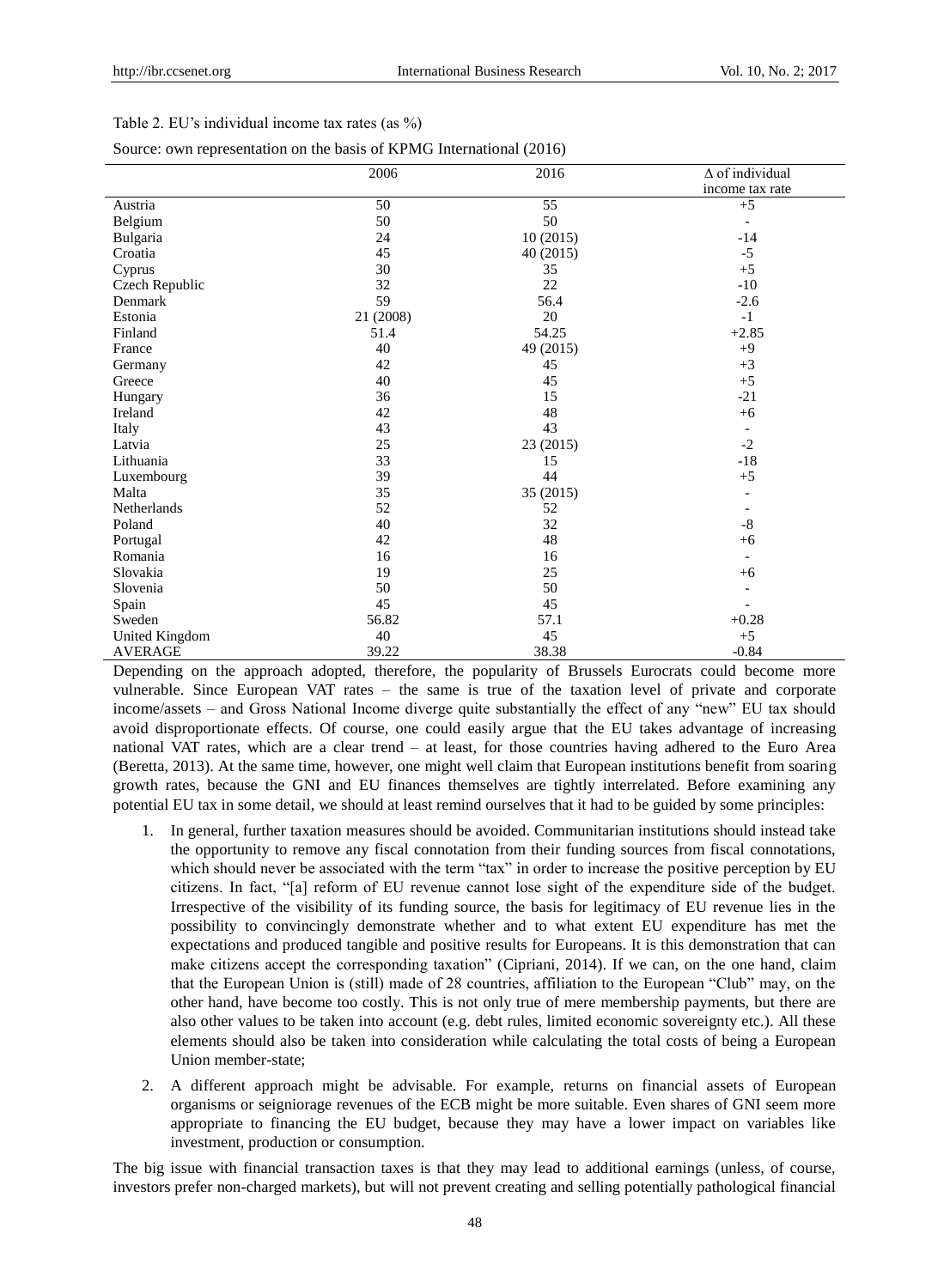Table 2. EU's individual income tax rates (as %)

Source: own representation on the basis of KPMG International (2016)

| | 2006 | 2016 | Δ of individual income tax rate |
|---|---|---|---|
| Austria | 50 | 55 | +5 |
| Belgium | 50 | 50 | - |
| Bulgaria | 24 | 10 (2015) | -14 |
| Croatia | 45 | 40 (2015) | -5 |
| Cyprus | 30 | 35 | +5 |
| Czech Republic | 32 | 22 | -10 |
| Denmark | 59 | 56.4 | -2.6 |
| Estonia | 21 (2008) | 20 | -1 |
| Finland | 51.4 | 54.25 | +2.85 |
| France | 40 | 49 (2015) | +9 |
| Germany | 42 | 45 | +3 |
| Greece | 40 | 45 | +5 |
| Hungary | 36 | 15 | -21 |
| Ireland | 42 | 48 | +6 |
| Italy | 43 | 43 | - |
| Latvia | 25 | 23 (2015) | -2 |
| Lithuania | 33 | 15 | -18 |
| Luxembourg | 39 | 44 | +5 |
| Malta | 35 | 35 (2015) | - |
| Netherlands | 52 | 52 | - |
| Poland | 40 | 32 | -8 |
| Portugal | 42 | 48 | +6 |
| Romania | 16 | 16 | - |
| Slovakia | 19 | 25 | +6 |
| Slovenia | 50 | 50 | - |
| Spain | 45 | 45 | - |
| Sweden | 56.82 | 57.1 | +0.28 |
| United Kingdom | 40 | 45 | +5 |
| AVERAGE | 39.22 | 38.38 | -0.84 |

Depending on the approach adopted, therefore, the popularity of Brussels Eurocrats could become more vulnerable. Since European VAT rates – the same is true of the taxation level of private and corporate income/assets – and Gross National Income diverge quite substantially the effect of any "new" EU tax should avoid disproportionate effects. Of course, one could easily argue that the EU takes advantage of increasing national VAT rates, which are a clear trend – at least, for those countries having adhered to the Euro Area (Beretta, 2013). At the same time, however, one might well claim that European institutions benefit from soaring growth rates, because the GNI and EU finances themselves are tightly interrelated. Before examining any potential EU tax in some detail, we should at least remind ourselves that it had to be guided by some principles:

1. In general, further taxation measures should be avoided. Communitarian institutions should instead take the opportunity to remove any fiscal connotation from their funding sources from fiscal connotations, which should never be associated with the term "tax" in order to increase the positive perception by EU citizens. In fact, "[a] reform of EU revenue cannot lose sight of the expenditure side of the budget. Irrespective of the visibility of its funding source, the basis for legitimacy of EU revenue lies in the possibility to convincingly demonstrate whether and to what extent EU expenditure has met the expectations and produced tangible and positive results for Europeans. It is this demonstration that can make citizens accept the corresponding taxation" (Cipriani, 2014). If we can, on the one hand, claim that the European Union is (still) made of 28 countries, affiliation to the European "Club" may, on the other hand, have become too costly. This is not only true of mere membership payments, but there are also other values to be taken into account (e.g. debt rules, limited economic sovereignty etc.). All these elements should also be taken into consideration while calculating the total costs of being a European Union member-state;

2. A different approach might be advisable. For example, returns on financial assets of European organisms or seigniorage revenues of the ECB might be more suitable. Even shares of GNI seem more appropriate to financing the EU budget, because they may have a lower impact on variables like investment, production or consumption.

The big issue with financial transaction taxes is that they may lead to additional earnings (unless, of course, investors prefer non-charged markets), but will not prevent creating and selling potentially pathological financial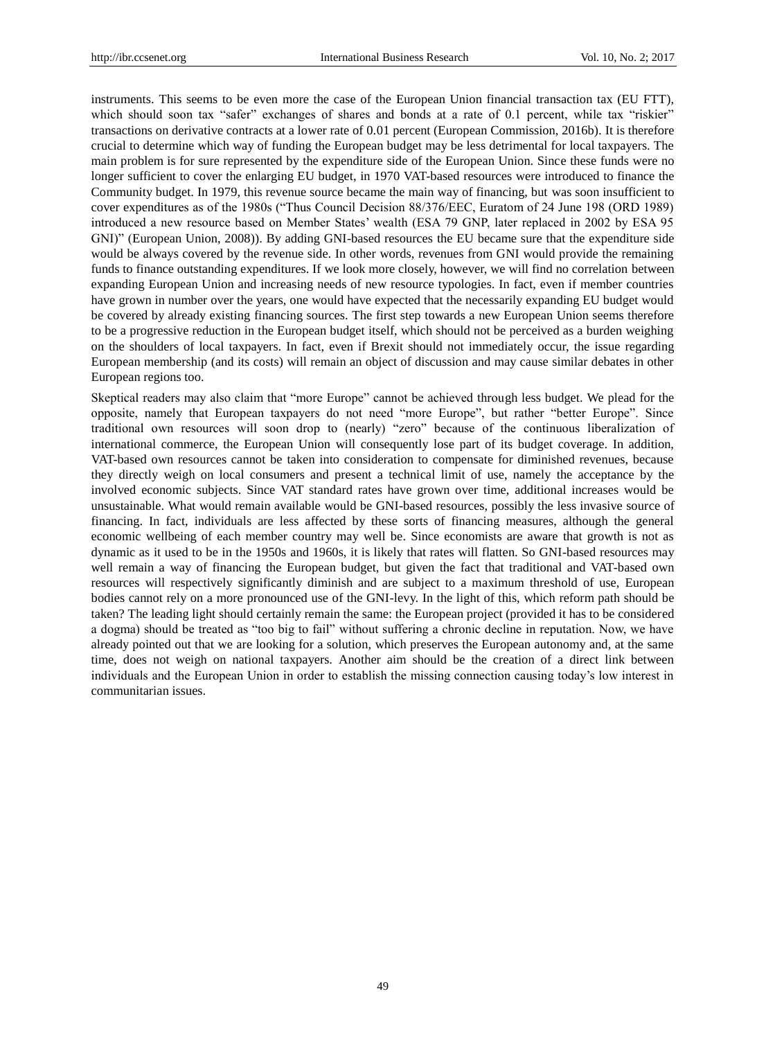instruments. This seems to be even more the case of the European Union financial transaction tax (EU FTT), which should soon tax "safer" exchanges of shares and bonds at a rate of 0.1 percent, while tax "riskier" transactions on derivative contracts at a lower rate of 0.01 percent (European Commission, 2016b). It is therefore crucial to determine which way of funding the European budget may be less detrimental for local taxpayers. The main problem is for sure represented by the expenditure side of the European Union. Since these funds were no longer sufficient to cover the enlarging EU budget, in 1970 VAT-based resources were introduced to finance the Community budget. In 1979, this revenue source became the main way of financing, but was soon insufficient to cover expenditures as of the 1980s ("Thus Council Decision 88/376/EEC, Euratom of 24 June 198 (ORD 1989) introduced a new resource based on Member States' wealth (ESA 79 GNP, later replaced in 2002 by ESA 95 GNI)" (European Union, 2008)). By adding GNI-based resources the EU became sure that the expenditure side would be always covered by the revenue side. In other words, revenues from GNI would provide the remaining funds to finance outstanding expenditures. If we look more closely, however, we will find no correlation between expanding European Union and increasing needs of new resource typologies. In fact, even if member countries have grown in number over the years, one would have expected that the necessarily expanding EU budget would be covered by already existing financing sources. The first step towards a new European Union seems therefore to be a progressive reduction in the European budget itself, which should not be perceived as a burden weighing on the shoulders of local taxpayers. In fact, even if Brexit should not immediately occur, the issue regarding European membership (and its costs) will remain an object of discussion and may cause similar debates in other European regions too.

Skeptical readers may also claim that "more Europe" cannot be achieved through less budget. We plead for the opposite, namely that European taxpayers do not need "more Europe", but rather "better Europe". Since traditional own resources will soon drop to (nearly) "zero" because of the continuous liberalization of international commerce, the European Union will consequently lose part of its budget coverage. In addition, VAT-based own resources cannot be taken into consideration to compensate for diminished revenues, because they directly weigh on local consumers and present a technical limit of use, namely the acceptance by the involved economic subjects. Since VAT standard rates have grown over time, additional increases would be unsustainable. What would remain available would be GNI-based resources, possibly the less invasive source of financing. In fact, individuals are less affected by these sorts of financing measures, although the general economic wellbeing of each member country may well be. Since economists are aware that growth is not as dynamic as it used to be in the 1950s and 1960s, it is likely that rates will flatten. So GNI-based resources may well remain a way of financing the European budget, but given the fact that traditional and VAT-based own resources will respectively significantly diminish and are subject to a maximum threshold of use, European bodies cannot rely on a more pronounced use of the GNI-levy. In the light of this, which reform path should be taken? The leading light should certainly remain the same: the European project (provided it has to be considered a dogma) should be treated as "too big to fail" without suffering a chronic decline in reputation. Now, we have already pointed out that we are looking for a solution, which preserves the European autonomy and, at the same time, does not weigh on national taxpayers. Another aim should be the creation of a direct link between individuals and the European Union in order to establish the missing connection causing today's low interest in communitarian issues.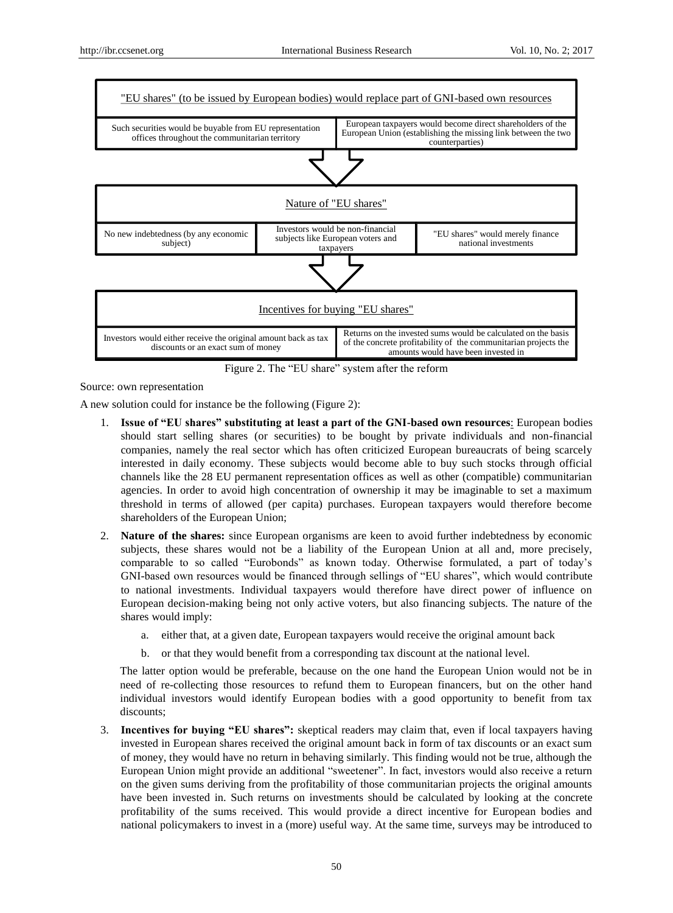"EU shares" (to be issued by European bodies) would replace part of GNI-based own resources

Such securities would be buyable from EU representation offices throughout the communitarian territory

European taxpayers would become direct shareholders of the European Union (establishing the missing link between the two counterparties)

Nature of "EU shares"

No new indebtedness (by any economic subject)

Investors would be non-financial subjects like European voters and taxpayers

"EU shares" would merely finance national investments

Incentives for buying "EU shares"

Investors would either receive the original amount back as tax discounts or an exact sum of money

Returns on the invested sums would be calculated on the basis of the concrete profitability of the communitarian projects the amounts would have been invested in

Figure 2. The "EU share" system after the reform

Source: own representation

A new solution could for instance be the following (Figure 2):

1. **Issue of "EU shares" substituting at least a part of the GNI-based own resources**: European bodies should start selling shares (or securities) to be bought by private individuals and non-financial companies, namely the real sector which has often criticized European bureaucrats of being scarcely interested in daily economy. These subjects would become able to buy such stocks through official channels like the 28 EU permanent representation offices as well as other (compatible) communitarian agencies. In order to avoid high concentration of ownership it may be imaginable to set a maximum threshold in terms of allowed (per capita) purchases. European taxpayers would therefore become shareholders of the European Union;

2. **Nature of the shares:** since European organisms are keen to avoid further indebtedness by economic subjects, these shares would not be a liability of the European Union at all and, more precisely, comparable to so called "Eurobonds" as known today. Otherwise formulated, a part of today's GNI-based own resources would be financed through sellings of "EU shares", which would contribute to national investments. Individual taxpayers would therefore have direct power of influence on European decision-making being not only active voters, but also financing subjects. The nature of the shares would imply:

   a. either that, at a given date, European taxpayers would receive the original amount back

   b. or that they would benefit from a corresponding tax discount at the national level.

   The latter option would be preferable, because on the one hand the European Union would not be in need of re-collecting those resources to refund them to European financers, but on the other hand individual investors would identify European bodies with a good opportunity to benefit from tax discounts;

3. **Incentives for buying "EU shares":** skeptical readers may claim that, even if local taxpayers having invested in European shares received the original amount back in form of tax discounts or an exact sum of money, they would have no return in behaving similarly. This finding would not be true, although the European Union might provide an additional "sweetener". In fact, investors would also receive a return on the given sums deriving from the profitability of those communitarian projects the original amounts have been invested in. Such returns on investments should be calculated by looking at the concrete profitability of the sums received. This would provide a direct incentive for European bodies and national policymakers to invest in a (more) useful way. At the same time, surveys may be introduced to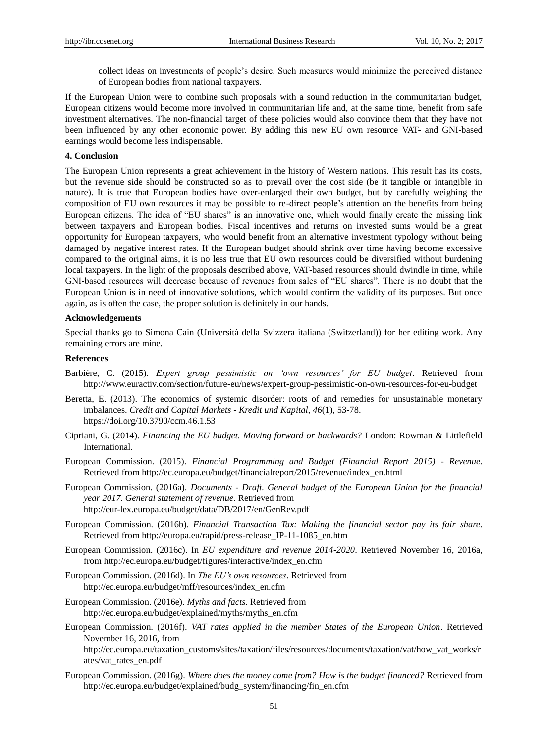collect ideas on investments of people's desire. Such measures would minimize the perceived distance of European bodies from national taxpayers.

If the European Union were to combine such proposals with a sound reduction in the communitarian budget, European citizens would become more involved in communitarian life and, at the same time, benefit from safe investment alternatives. The non-financial target of these policies would also convince them that they have not been influenced by any other economic power. By adding this new EU own resource VAT- and GNI-based earnings would become less indispensable.

## 4. Conclusion

The European Union represents a great achievement in the history of Western nations. This result has its costs, but the revenue side should be constructed so as to prevail over the cost side (be it tangible or intangible in nature). It is true that European bodies have over-enlarged their own budget, but by carefully weighing the composition of EU own resources it may be possible to re-direct people's attention on the benefits from being European citizens. The idea of "EU shares" is an innovative one, which would finally create the missing link between taxpayers and European bodies. Fiscal incentives and returns on invested sums would be a great opportunity for European taxpayers, who would benefit from an alternative investment typology without being damaged by negative interest rates. If the European budget should shrink over time having become excessive compared to the original aims, it is no less true that EU own resources could be diversified without burdening local taxpayers. In the light of the proposals described above, VAT-based resources should dwindle in time, while GNI-based resources will decrease because of revenues from sales of "EU shares". There is no doubt that the European Union is in need of innovative solutions, which would confirm the validity of its purposes. But once again, as is often the case, the proper solution is definitely in our hands.

## Acknowledgements

Special thanks go to Simona Cain (Università della Svizzera italiana (Switzerland)) for her editing work. Any remaining errors are mine.

## References

Barbière, C. (2015). *Expert group pessimistic on 'own resources' for EU budget*. Retrieved from http://www.euractiv.com/section/future-eu/news/expert-group-pessimistic-on-own-resources-for-eu-budget

Beretta, E. (2013). The economics of systemic disorder: roots of and remedies for unsustainable monetary imbalances. *Credit and Capital Markets - Kredit und Kapital*, *46*(1), 53-78. https://doi.org/10.3790/ccm.46.1.53

Cipriani, G. (2014). *Financing the EU budget. Moving forward or backwards?* London: Rowman & Littlefield International.

European Commission. (2015). *Financial Programming and Budget (Financial Report 2015) - Revenue*. Retrieved from http://ec.europa.eu/budget/financialreport/2015/revenue/index_en.html

European Commission. (2016a). *Documents - Draft. General budget of the European Union for the financial year 2017. General statement of revenue.* Retrieved from http://eur-lex.europa.eu/budget/data/DB/2017/en/GenRev.pdf

European Commission. (2016b). *Financial Transaction Tax: Making the financial sector pay its fair share*. Retrieved from http://europa.eu/rapid/press-release_IP-11-1085_en.htm

European Commission. (2016c). In *EU expenditure and revenue 2014-2020*. Retrieved November 16, 2016a, from http://ec.europa.eu/budget/figures/interactive/index_en.cfm

European Commission. (2016d). In *The EU's own resources*. Retrieved from http://ec.europa.eu/budget/mff/resources/index_en.cfm

European Commission. (2016e). *Myths and facts*. Retrieved from http://ec.europa.eu/budget/explained/myths/myths_en.cfm

European Commission. (2016f). *VAT rates applied in the member States of the European Union*. Retrieved November 16, 2016, from http://ec.europa.eu/taxation_customs/sites/taxation/files/resources/documents/taxation/vat/how_vat_works/rates/vat_rates_en.pdf

European Commission. (2016g). *Where does the money come from? How is the budget financed?* Retrieved from http://ec.europa.eu/budget/explained/budg_system/financing/fin_en.cfm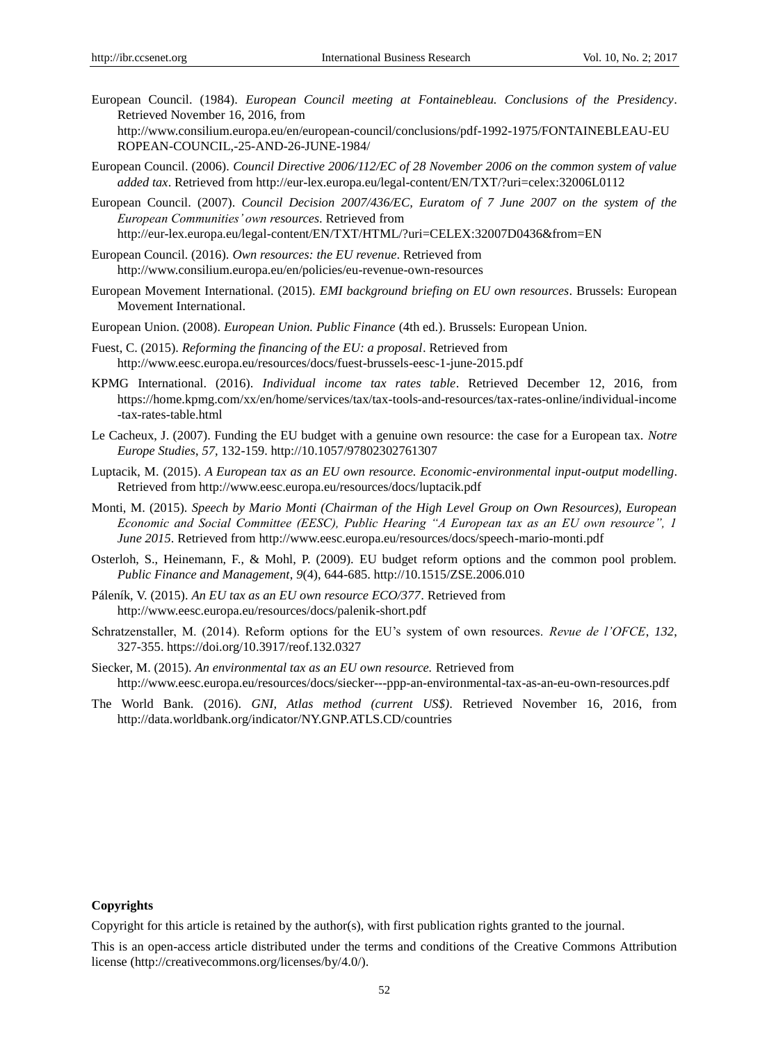European Council. (1984). *European Council meeting at Fontainebleau. Conclusions of the Presidency*. Retrieved November 16, 2016, from http://www.consilium.europa.eu/en/european-council/conclusions/pdf-1992-1975/FONTAINEBLEAU-EUROPEAN-COUNCIL,-25-AND-26-JUNE-1984/

European Council. (2006). *Council Directive 2006/112/EC of 28 November 2006 on the common system of value added tax*. Retrieved from http://eur-lex.europa.eu/legal-content/EN/TXT/?uri=celex:32006L0112

European Council. (2007). *Council Decision 2007/436/EC, Euratom of 7 June 2007 on the system of the European Communities' own resources*. Retrieved from http://eur-lex.europa.eu/legal-content/EN/TXT/HTML/?uri=CELEX:32007D0436&from=EN

European Council. (2016). *Own resources: the EU revenue*. Retrieved from http://www.consilium.europa.eu/en/policies/eu-revenue-own-resources

European Movement International. (2015). *EMI background briefing on EU own resources*. Brussels: European Movement International.

European Union. (2008). *European Union. Public Finance* (4th ed.). Brussels: European Union.

Fuest, C. (2015). *Reforming the financing of the EU: a proposal*. Retrieved from http://www.eesc.europa.eu/resources/docs/fuest-brussels-eesc-1-june-2015.pdf

KPMG International. (2016). *Individual income tax rates table*. Retrieved December 12, 2016, from https://home.kpmg.com/xx/en/home/services/tax/tax-tools-and-resources/tax-rates-online/individual-income-tax-rates-table.html

Le Cacheux, J. (2007). Funding the EU budget with a genuine own resource: the case for a European tax. *Notre Europe Studies*, *57*, 132-159. http://10.1057/97802302761307

Luptacik, M. (2015). *A European tax as an EU own resource. Economic-environmental input-output modelling*. Retrieved from http://www.eesc.europa.eu/resources/docs/luptacik.pdf

Monti, M. (2015). *Speech by Mario Monti (Chairman of the High Level Group on Own Resources), European Economic and Social Committee (EESC), Public Hearing "A European tax as an EU own resource", 1 June 2015*. Retrieved from http://www.eesc.europa.eu/resources/docs/speech-mario-monti.pdf

Osterloh, S., Heinemann, F., & Mohl, P. (2009). EU budget reform options and the common pool problem. *Public Finance and Management*, *9*(4), 644-685. http://10.1515/ZSE.2006.010

Páleník, V. (2015). *An EU tax as an EU own resource ECO/377*. Retrieved from http://www.eesc.europa.eu/resources/docs/palenik-short.pdf

Schratzenstaller, M. (2014). Reform options for the EU's system of own resources. *Revue de l'OFCE*, *132*, 327-355. https://doi.org/10.3917/reof.132.0327

Siecker, M. (2015). *An environmental tax as an EU own resource.* Retrieved from http://www.eesc.europa.eu/resources/docs/siecker---ppp-an-environmental-tax-as-an-eu-own-resources.pdf

The World Bank. (2016). *GNI, Atlas method (current US$)*. Retrieved November 16, 2016, from http://data.worldbank.org/indicator/NY.GNP.ATLS.CD/countries

**Copyrights**

Copyright for this article is retained by the author(s), with first publication rights granted to the journal.

This is an open-access article distributed under the terms and conditions of the Creative Commons Attribution license (http://creativecommons.org/licenses/by/4.0/).